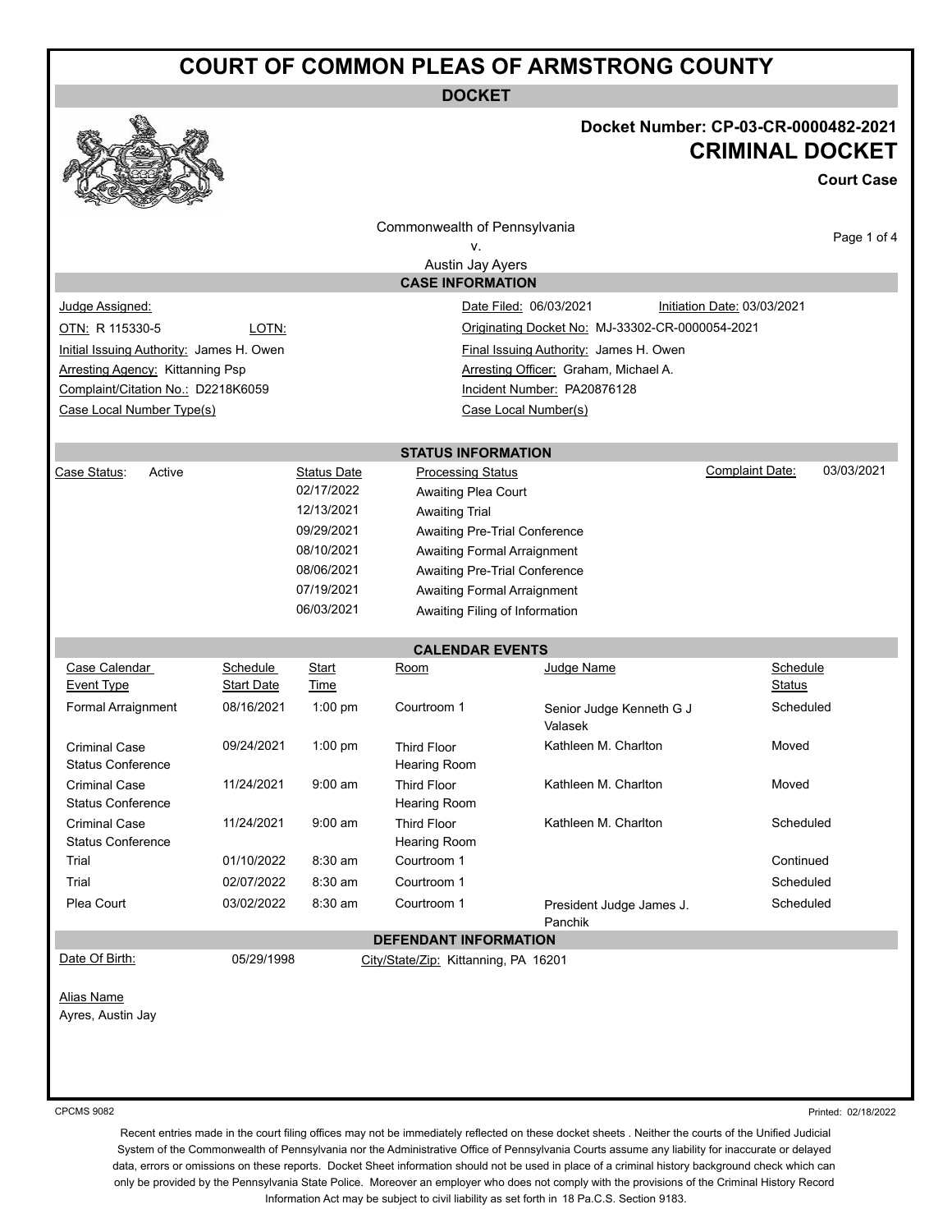# COURT OF COMMON PLEAS OF ARMSTRONG COUNTY

## DOCKET

**Docket Number: CP-03-CR-0000482-2021**

## CRIMINAL DOCKET

**Court Case**

Commonwealth of Pennsylvania
v.
Austin Jay Ayers

### CASE INFORMATION

| | | | |
|---|---|---|---|
| Judge Assigned: | | Date Filed: 06/03/2021 | Initiation Date: 03/03/2021 |
| OTN: R 115330-5 | LOTN: | Originating Docket No: MJ-33302-CR-0000054-2021 | |
| Initial Issuing Authority: James H. Owen | | Final Issuing Authority: James H. Owen | |
| Arresting Agency: Kittanning Psp | | Arresting Officer: Graham, Michael A. | |
| Complaint/Citation No.: D2218K6059 | | Incident Number: PA20876128 | |
| Case Local Number Type(s) | | Case Local Number(s) | |

### STATUS INFORMATION

Case Status: Active

Complaint Date: 03/03/2021

| Status Date | Processing Status |
|---|---|
| 02/17/2022 | Awaiting Plea Court |
| 12/13/2021 | Awaiting Trial |
| 09/29/2021 | Awaiting Pre-Trial Conference |
| 08/10/2021 | Awaiting Formal Arraignment |
| 08/06/2021 | Awaiting Pre-Trial Conference |
| 07/19/2021 | Awaiting Formal Arraignment |
| 06/03/2021 | Awaiting Filing of Information |

### CALENDAR EVENTS

| Case Calendar Event Type | Schedule Start Date | Start Time | Room | Judge Name | Schedule Status |
|---|---|---|---|---|---|
| Formal Arraignment | 08/16/2021 | 1:00 pm | Courtroom 1 | Senior Judge Kenneth G J Valasek | Scheduled |
| Criminal Case Status Conference | 09/24/2021 | 1:00 pm | Third Floor Hearing Room | Kathleen M. Charlton | Moved |
| Criminal Case Status Conference | 11/24/2021 | 9:00 am | Third Floor Hearing Room | Kathleen M. Charlton | Moved |
| Criminal Case Status Conference | 11/24/2021 | 9:00 am | Third Floor Hearing Room | Kathleen M. Charlton | Scheduled |
| Trial | 01/10/2022 | 8:30 am | Courtroom 1 | | Continued |
| Trial | 02/07/2022 | 8:30 am | Courtroom 1 | | Scheduled |
| Plea Court | 03/02/2022 | 8:30 am | Courtroom 1 | President Judge James J. Panchik | Scheduled |

### DEFENDANT INFORMATION

Date Of Birth: 05/29/1998 City/State/Zip: Kittanning, PA 16201

Alias Name
Ayres, Austin Jay

CPCMS 9082 Printed: 02/18/2022

Recent entries made in the court filing offices may not be immediately reflected on these docket sheets . Neither the courts of the Unified Judicial System of the Commonwealth of Pennsylvania nor the Administrative Office of Pennsylvania Courts assume any liability for inaccurate or delayed data, errors or omissions on these reports. Docket Sheet information should not be used in place of a criminal history background check which can only be provided by the Pennsylvania State Police. Moreover an employer who does not comply with the provisions of the Criminal History Record Information Act may be subject to civil liability as set forth in 18 Pa.C.S. Section 9183.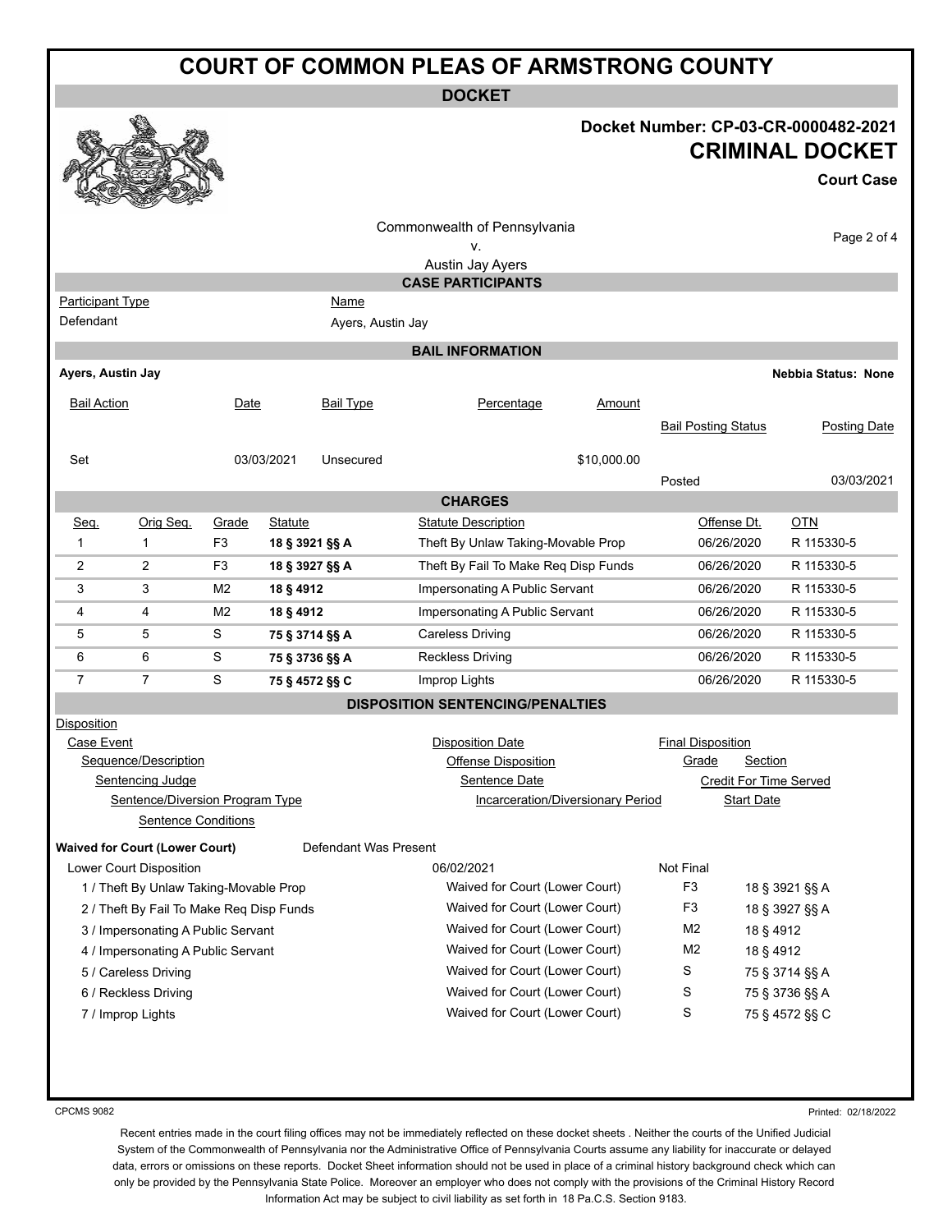# COURT OF COMMON PLEAS OF ARMSTRONG COUNTY

## DOCKET

**Docket Number: CP-03-CR-0000482-2021**

**CRIMINAL DOCKET**

**Court Case**

Commonwealth of Pennsylvania
v.
Austin Jay Ayers

### CASE PARTICIPANTS

| Participant Type | Name |
|---|---|
| Defendant | Ayers, Austin Jay |

### BAIL INFORMATION

**Ayers, Austin Jay** — **Nebbia Status: None**

| Bail Action | Date | Bail Type | Percentage | Amount | Bail Posting Status | Posting Date |
|---|---|---|---|---|---|---|
| Set | 03/03/2021 | Unsecured | | $10,000.00 | Posted | 03/03/2021 |

### CHARGES

| Seq. | Orig Seq. | Grade | Statute | Statute Description | Offense Dt. | OTN |
|---|---|---|---|---|---|---|
| 1 | 1 | F3 | **18 § 3921 §§ A** | Theft By Unlaw Taking-Movable Prop | 06/26/2020 | R 115330-5 |
| 2 | 2 | F3 | **18 § 3927 §§ A** | Theft By Fail To Make Req Disp Funds | 06/26/2020 | R 115330-5 |
| 3 | 3 | M2 | **18 § 4912** | Impersonating A Public Servant | 06/26/2020 | R 115330-5 |
| 4 | 4 | M2 | **18 § 4912** | Impersonating A Public Servant | 06/26/2020 | R 115330-5 |
| 5 | 5 | S | **75 § 3714 §§ A** | Careless Driving | 06/26/2020 | R 115330-5 |
| 6 | 6 | S | **75 § 3736 §§ A** | Reckless Driving | 06/26/2020 | R 115330-5 |
| 7 | 7 | S | **75 § 4572 §§ C** | Improp Lights | 06/26/2020 | R 115330-5 |

### DISPOSITION SENTENCING/PENALTIES

Disposition
- Case Event — Disposition Date — Final Disposition
  - Sequence/Description — Offense Disposition — Grade — Section
    - Sentencing Judge — Sentence Date — Credit For Time Served
      - Sentence/Diversion Program Type — Incarceration/Diversionary Period — Start Date
        - Sentence Conditions

**Waived for Court (Lower Court)** — Defendant Was Present

Lower Court Disposition — 06/02/2021 — Not Final

| Sequence/Description | Offense Disposition | Grade | Section |
|---|---|---|---|
| 1 / Theft By Unlaw Taking-Movable Prop | Waived for Court (Lower Court) | F3 | 18 § 3921 §§ A |
| 2 / Theft By Fail To Make Req Disp Funds | Waived for Court (Lower Court) | F3 | 18 § 3927 §§ A |
| 3 / Impersonating A Public Servant | Waived for Court (Lower Court) | M2 | 18 § 4912 |
| 4 / Impersonating A Public Servant | Waived for Court (Lower Court) | M2 | 18 § 4912 |
| 5 / Careless Driving | Waived for Court (Lower Court) | S | 75 § 3714 §§ A |
| 6 / Reckless Driving | Waived for Court (Lower Court) | S | 75 § 3736 §§ A |
| 7 / Improp Lights | Waived for Court (Lower Court) | S | 75 § 4572 §§ C |

CPCMS 9082 — Printed: 02/18/2022

Recent entries made in the court filing offices may not be immediately reflected on these docket sheets . Neither the courts of the Unified Judicial System of the Commonwealth of Pennsylvania nor the Administrative Office of Pennsylvania Courts assume any liability for inaccurate or delayed data, errors or omissions on these reports. Docket Sheet information should not be used in place of a criminal history background check which can only be provided by the Pennsylvania State Police. Moreover an employer who does not comply with the provisions of the Criminal History Record Information Act may be subject to civil liability as set forth in 18 Pa.C.S. Section 9183.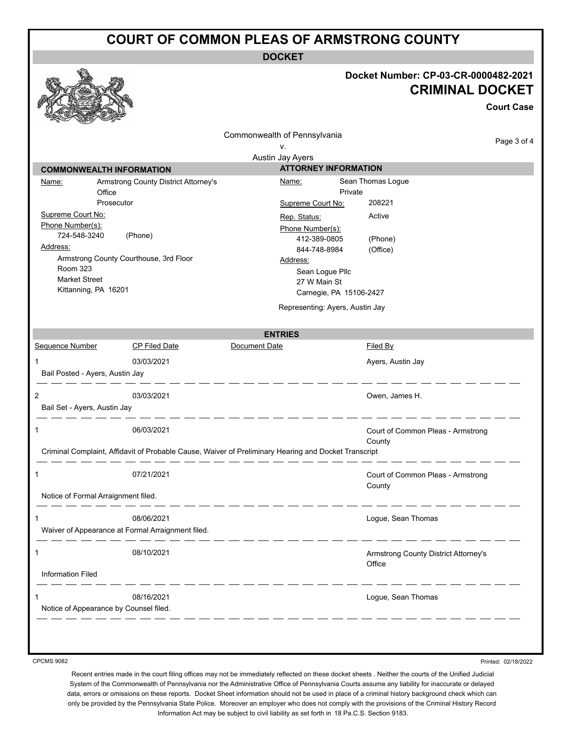# COURT OF COMMON PLEAS OF ARMSTRONG COUNTY

## DOCKET

**Docket Number: CP-03-CR-0000482-2021**

## CRIMINAL DOCKET

**Court Case**

Commonwealth of Pennsylvania
v.
Austin Jay Ayers

### COMMONWEALTH INFORMATION

Name: Armstrong County District Attorney's Office
Prosecutor

Supreme Court No:

Phone Number(s):
724-548-3240 (Phone)

Address:
Armstrong County Courthouse, 3rd Floor
Room 323
Market Street
Kittanning, PA 16201

### ATTORNEY INFORMATION

Name: Sean Thomas Logue
Private

Supreme Court No: 208221

Rep. Status: Active

Phone Number(s):
412-389-0805 (Phone)
844-748-8984 (Office)

Address:
Sean Logue Pllc
27 W Main St
Carnegie, PA 15106-2427

Representing: Ayers, Austin Jay

### ENTRIES

| Sequence Number | CP Filed Date | Document Date | Filed By |
|---|---|---|---|
| 1 | 03/03/2021 | | Ayers, Austin Jay |
| Bail Posted - Ayers, Austin Jay | | | |
| 2 | 03/03/2021 | | Owen, James H. |
| Bail Set - Ayers, Austin Jay | | | |
| 1 | 06/03/2021 | | Court of Common Pleas - Armstrong County |
| Criminal Complaint, Affidavit of Probable Cause, Waiver of Preliminary Hearing and Docket Transcript | | | |
| 1 | 07/21/2021 | | Court of Common Pleas - Armstrong County |
| Notice of Formal Arraignment filed. | | | |
| 1 | 08/06/2021 | | Logue, Sean Thomas |
| Waiver of Appearance at Formal Arraignment filed. | | | |
| 1 | 08/10/2021 | | Armstrong County District Attorney's Office |
| Information Filed | | | |
| 1 | 08/16/2021 | | Logue, Sean Thomas |
| Notice of Appearance by Counsel filed. | | | |

CPCMS 9082

Printed: 02/18/2022

Recent entries made in the court filing offices may not be immediately reflected on these docket sheets . Neither the courts of the Unified Judicial System of the Commonwealth of Pennsylvania nor the Administrative Office of Pennsylvania Courts assume any liability for inaccurate or delayed data, errors or omissions on these reports. Docket Sheet information should not be used in place of a criminal history background check which can only be provided by the Pennsylvania State Police. Moreover an employer who does not comply with the provisions of the Criminal History Record Information Act may be subject to civil liability as set forth in 18 Pa.C.S. Section 9183.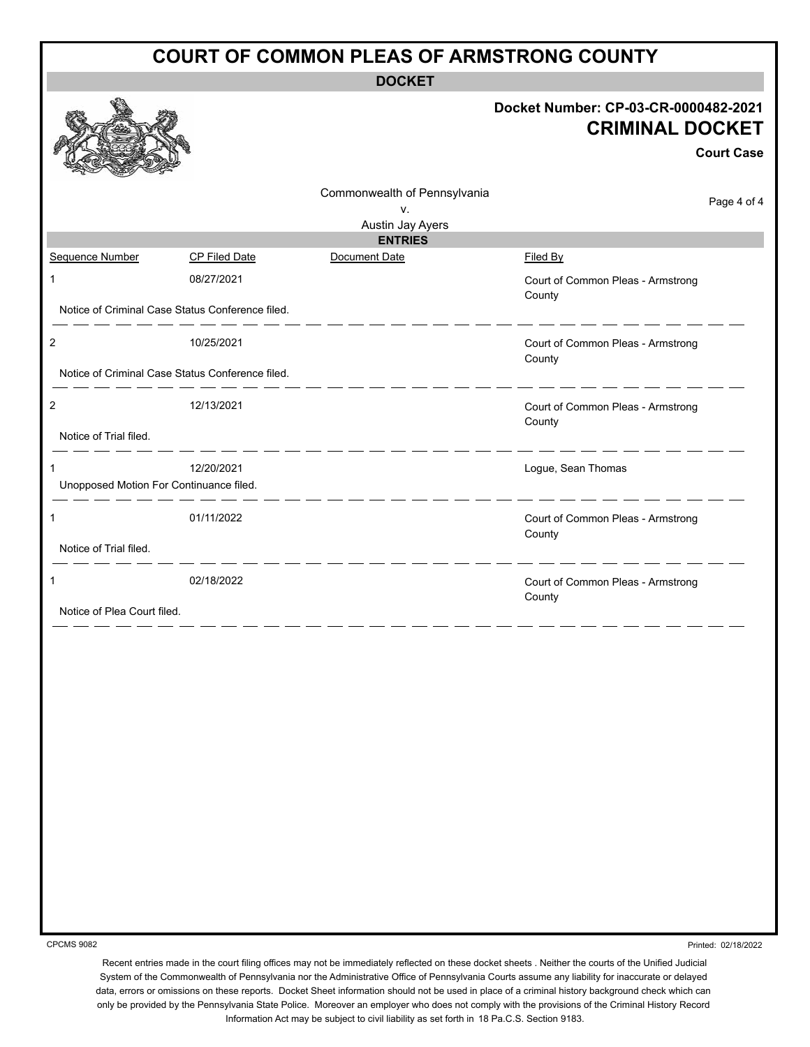# COURT OF COMMON PLEAS OF ARMSTRONG COUNTY

**DOCKET**

**Docket Number: CP-03-CR-0000482-2021**

## CRIMINAL DOCKET

**Court Case**

Commonwealth of Pennsylvania
v.
Austin Jay Ayers

**ENTRIES**

| Sequence Number | CP Filed Date | Document Date | Filed By |
|---|---|---|---|
| 1 | 08/27/2021 | | Court of Common Pleas - Armstrong County |
| Notice of Criminal Case Status Conference filed. | | | |
| 2 | 10/25/2021 | | Court of Common Pleas - Armstrong County |
| Notice of Criminal Case Status Conference filed. | | | |
| 2 | 12/13/2021 | | Court of Common Pleas - Armstrong County |
| Notice of Trial filed. | | | |
| 1 | 12/20/2021 | | Logue, Sean Thomas |
| Unopposed Motion For Continuance filed. | | | |
| 1 | 01/11/2022 | | Court of Common Pleas - Armstrong County |
| Notice of Trial filed. | | | |
| 1 | 02/18/2022 | | Court of Common Pleas - Armstrong County |
| Notice of Plea Court filed. | | | |

CPCMS 9082

Printed: 02/18/2022

Recent entries made in the court filing offices may not be immediately reflected on these docket sheets . Neither the courts of the Unified Judicial System of the Commonwealth of Pennsylvania nor the Administrative Office of Pennsylvania Courts assume any liability for inaccurate or delayed data, errors or omissions on these reports. Docket Sheet information should not be used in place of a criminal history background check which can only be provided by the Pennsylvania State Police. Moreover an employer who does not comply with the provisions of the Criminal History Record Information Act may be subject to civil liability as set forth in 18 Pa.C.S. Section 9183.